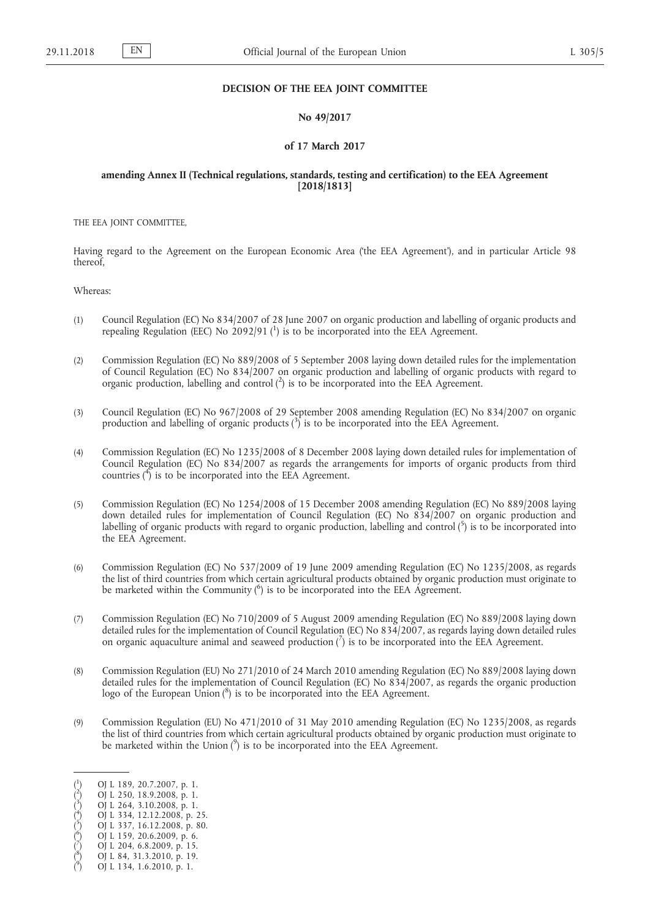**DECISION OF THE EEA JOINT COMMITTEE**

**No 49/2017**

**of 17 March 2017**

**amending Annex II (Technical regulations, standards, testing and certification) to the EEA Agreement [2018/1813]**

THE EEA JOINT COMMITTEE,

Having regard to the Agreement on the European Economic Area ('the EEA Agreement'), and in particular Article 98 thereof,

Whereas:

(1) Council Regulation (EC) No 834/2007 of 28 June 2007 on organic production and labelling of organic products and repealing Regulation (EEC) No 2092/91 [1] is to be incorporated into the EEA Agreement.

(2) Commission Regulation (EC) No 889/2008 of 5 September 2008 laying down detailed rules for the implementation of Council Regulation (EC) No 834/2007 on organic production and labelling of organic products with regard to organic production, labelling and control [2] is to be incorporated into the EEA Agreement.

(3) Council Regulation (EC) No 967/2008 of 29 September 2008 amending Regulation (EC) No 834/2007 on organic production and labelling of organic products [3] is to be incorporated into the EEA Agreement.

(4) Commission Regulation (EC) No 1235/2008 of 8 December 2008 laying down detailed rules for implementation of Council Regulation (EC) No 834/2007 as regards the arrangements for imports of organic products from third countries [4] is to be incorporated into the EEA Agreement.

(5) Commission Regulation (EC) No 1254/2008 of 15 December 2008 amending Regulation (EC) No 889/2008 laying down detailed rules for implementation of Council Regulation (EC) No 834/2007 on organic production and labelling of organic products with regard to organic production, labelling and control [5] is to be incorporated into the EEA Agreement.

(6) Commission Regulation (EC) No 537/2009 of 19 June 2009 amending Regulation (EC) No 1235/2008, as regards the list of third countries from which certain agricultural products obtained by organic production must originate to be marketed within the Community [6] is to be incorporated into the EEA Agreement.

(7) Commission Regulation (EC) No 710/2009 of 5 August 2009 amending Regulation (EC) No 889/2008 laying down detailed rules for the implementation of Council Regulation (EC) No 834/2007, as regards laying down detailed rules on organic aquaculture animal and seaweed production [7] is to be incorporated into the EEA Agreement.

(8) Commission Regulation (EU) No 271/2010 of 24 March 2010 amending Regulation (EC) No 889/2008 laying down detailed rules for the implementation of Council Regulation (EC) No 834/2007, as regards the organic production logo of the European Union [8] is to be incorporated into the EEA Agreement.

(9) Commission Regulation (EU) No 471/2010 of 31 May 2010 amending Regulation (EC) No 1235/2008, as regards the list of third countries from which certain agricultural products obtained by organic production must originate to be marketed within the Union [9] is to be incorporated into the EEA Agreement.

---

[1] OJ L 189, 20.7.2007, p. 1.
[2] OJ L 250, 18.9.2008, p. 1.
[3] OJ L 264, 3.10.2008, p. 1.
[4] OJ L 334, 12.12.2008, p. 25.
[5] OJ L 337, 16.12.2008, p. 80.
[6] OJ L 159, 20.6.2009, p. 6.
[7] OJ L 204, 6.8.2009, p. 15.
[8] OJ L 84, 31.3.2010, p. 19.
[9] OJ L 134, 1.6.2010, p. 1.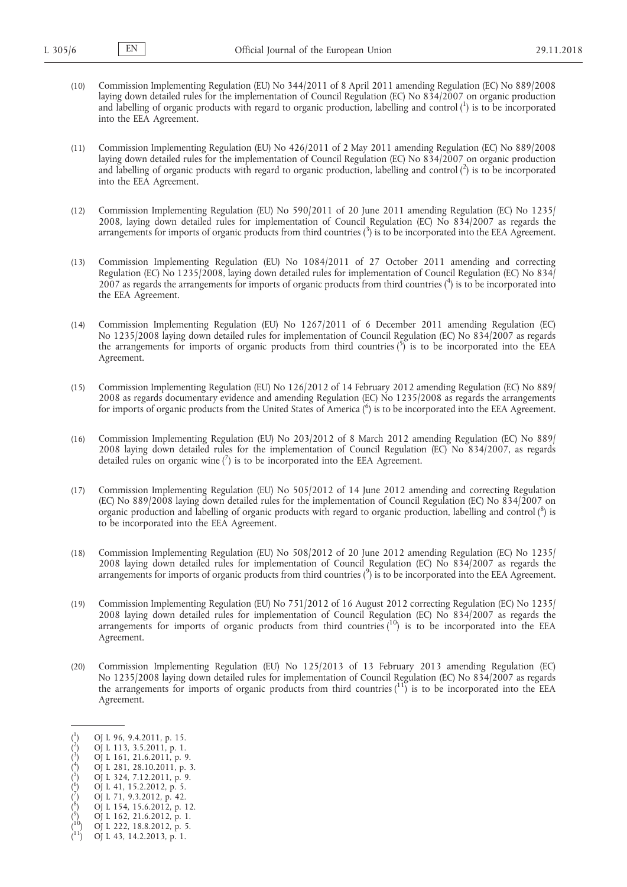(10) Commission Implementing Regulation (EU) No 344/2011 of 8 April 2011 amending Regulation (EC) No 889/2008 laying down detailed rules for the implementation of Council Regulation (EC) No 834/2007 on organic production and labelling of organic products with regard to organic production, labelling and control [1] is to be incorporated into the EEA Agreement.

(11) Commission Implementing Regulation (EU) No 426/2011 of 2 May 2011 amending Regulation (EC) No 889/2008 laying down detailed rules for the implementation of Council Regulation (EC) No 834/2007 on organic production and labelling of organic products with regard to organic production, labelling and control [2] is to be incorporated into the EEA Agreement.

(12) Commission Implementing Regulation (EU) No 590/2011 of 20 June 2011 amending Regulation (EC) No 1235/2008, laying down detailed rules for implementation of Council Regulation (EC) No 834/2007 as regards the arrangements for imports of organic products from third countries [3] is to be incorporated into the EEA Agreement.

(13) Commission Implementing Regulation (EU) No 1084/2011 of 27 October 2011 amending and correcting Regulation (EC) No 1235/2008, laying down detailed rules for implementation of Council Regulation (EC) No 834/2007 as regards the arrangements for imports of organic products from third countries [4] is to be incorporated into the EEA Agreement.

(14) Commission Implementing Regulation (EU) No 1267/2011 of 6 December 2011 amending Regulation (EC) No 1235/2008 laying down detailed rules for implementation of Council Regulation (EC) No 834/2007 as regards the arrangements for imports of organic products from third countries [5] is to be incorporated into the EEA Agreement.

(15) Commission Implementing Regulation (EU) No 126/2012 of 14 February 2012 amending Regulation (EC) No 889/2008 as regards documentary evidence and amending Regulation (EC) No 1235/2008 as regards the arrangements for imports of organic products from the United States of America [6] is to be incorporated into the EEA Agreement.

(16) Commission Implementing Regulation (EU) No 203/2012 of 8 March 2012 amending Regulation (EC) No 889/2008 laying down detailed rules for the implementation of Council Regulation (EC) No 834/2007, as regards detailed rules on organic wine [7] is to be incorporated into the EEA Agreement.

(17) Commission Implementing Regulation (EU) No 505/2012 of 14 June 2012 amending and correcting Regulation (EC) No 889/2008 laying down detailed rules for the implementation of Council Regulation (EC) No 834/2007 on organic production and labelling of organic products with regard to organic production, labelling and control [8] is to be incorporated into the EEA Agreement.

(18) Commission Implementing Regulation (EU) No 508/2012 of 20 June 2012 amending Regulation (EC) No 1235/2008 laying down detailed rules for implementation of Council Regulation (EC) No 834/2007 as regards the arrangements for imports of organic products from third countries [9] is to be incorporated into the EEA Agreement.

(19) Commission Implementing Regulation (EU) No 751/2012 of 16 August 2012 correcting Regulation (EC) No 1235/2008 laying down detailed rules for implementation of Council Regulation (EC) No 834/2007 as regards the arrangements for imports of organic products from third countries [10] is to be incorporated into the EEA Agreement.

(20) Commission Implementing Regulation (EU) No 125/2013 of 13 February 2013 amending Regulation (EC) No 1235/2008 laying down detailed rules for implementation of Council Regulation (EC) No 834/2007 as regards the arrangements for imports of organic products from third countries [11] is to be incorporated into the EEA Agreement.

---

[1] OJ L 96, 9.4.2011, p. 15.
[2] OJ L 113, 3.5.2011, p. 1.
[3] OJ L 161, 21.6.2011, p. 9.
[4] OJ L 281, 28.10.2011, p. 3.
[5] OJ L 324, 7.12.2011, p. 9.
[6] OJ L 41, 15.2.2012, p. 5.
[7] OJ L 71, 9.3.2012, p. 42.
[8] OJ L 154, 15.6.2012, p. 12.
[9] OJ L 162, 21.6.2012, p. 1.
[10] OJ L 222, 18.8.2012, p. 5.
[11] OJ L 43, 14.2.2013, p. 1.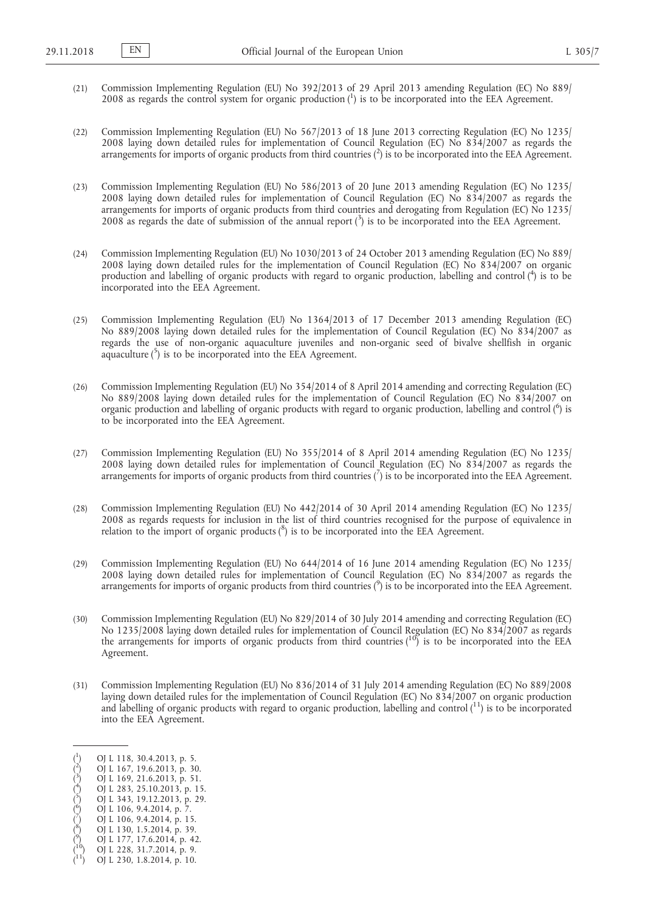(21) Commission Implementing Regulation (EU) No 392/2013 of 29 April 2013 amending Regulation (EC) No 889/2008 as regards the control system for organic production [1] is to be incorporated into the EEA Agreement.

(22) Commission Implementing Regulation (EU) No 567/2013 of 18 June 2013 correcting Regulation (EC) No 1235/2008 laying down detailed rules for implementation of Council Regulation (EC) No 834/2007 as regards the arrangements for imports of organic products from third countries [2] is to be incorporated into the EEA Agreement.

(23) Commission Implementing Regulation (EU) No 586/2013 of 20 June 2013 amending Regulation (EC) No 1235/2008 laying down detailed rules for implementation of Council Regulation (EC) No 834/2007 as regards the arrangements for imports of organic products from third countries and derogating from Regulation (EC) No 1235/2008 as regards the date of submission of the annual report [3] is to be incorporated into the EEA Agreement.

(24) Commission Implementing Regulation (EU) No 1030/2013 of 24 October 2013 amending Regulation (EC) No 889/2008 laying down detailed rules for the implementation of Council Regulation (EC) No 834/2007 on organic production and labelling of organic products with regard to organic production, labelling and control [4] is to be incorporated into the EEA Agreement.

(25) Commission Implementing Regulation (EU) No 1364/2013 of 17 December 2013 amending Regulation (EC) No 889/2008 laying down detailed rules for the implementation of Council Regulation (EC) No 834/2007 as regards the use of non-organic aquaculture juveniles and non-organic seed of bivalve shellfish in organic aquaculture [5] is to be incorporated into the EEA Agreement.

(26) Commission Implementing Regulation (EU) No 354/2014 of 8 April 2014 amending and correcting Regulation (EC) No 889/2008 laying down detailed rules for the implementation of Council Regulation (EC) No 834/2007 on organic production and labelling of organic products with regard to organic production, labelling and control [6] is to be incorporated into the EEA Agreement.

(27) Commission Implementing Regulation (EU) No 355/2014 of 8 April 2014 amending Regulation (EC) No 1235/2008 laying down detailed rules for implementation of Council Regulation (EC) No 834/2007 as regards the arrangements for imports of organic products from third countries [7] is to be incorporated into the EEA Agreement.

(28) Commission Implementing Regulation (EU) No 442/2014 of 30 April 2014 amending Regulation (EC) No 1235/2008 as regards requests for inclusion in the list of third countries recognised for the purpose of equivalence in relation to the import of organic products [8] is to be incorporated into the EEA Agreement.

(29) Commission Implementing Regulation (EU) No 644/2014 of 16 June 2014 amending Regulation (EC) No 1235/2008 laying down detailed rules for implementation of Council Regulation (EC) No 834/2007 as regards the arrangements for imports of organic products from third countries [9] is to be incorporated into the EEA Agreement.

(30) Commission Implementing Regulation (EU) No 829/2014 of 30 July 2014 amending and correcting Regulation (EC) No 1235/2008 laying down detailed rules for implementation of Council Regulation (EC) No 834/2007 as regards the arrangements for imports of organic products from third countries [10] is to be incorporated into the EEA Agreement.

(31) Commission Implementing Regulation (EU) No 836/2014 of 31 July 2014 amending Regulation (EC) No 889/2008 laying down detailed rules for the implementation of Council Regulation (EC) No 834/2007 on organic production and labelling of organic products with regard to organic production, labelling and control [11] is to be incorporated into the EEA Agreement.

---

[1] OJ L 118, 30.4.2013, p. 5.
[2] OJ L 167, 19.6.2013, p. 30.
[3] OJ L 169, 21.6.2013, p. 51.
[4] OJ L 283, 25.10.2013, p. 15.
[5] OJ L 343, 19.12.2013, p. 29.
[6] OJ L 106, 9.4.2014, p. 7.
[7] OJ L 106, 9.4.2014, p. 15.
[8] OJ L 130, 1.5.2014, p. 39.
[9] OJ L 177, 17.6.2014, p. 42.
[10] OJ L 228, 31.7.2014, p. 9.
[11] OJ L 230, 1.8.2014, p. 10.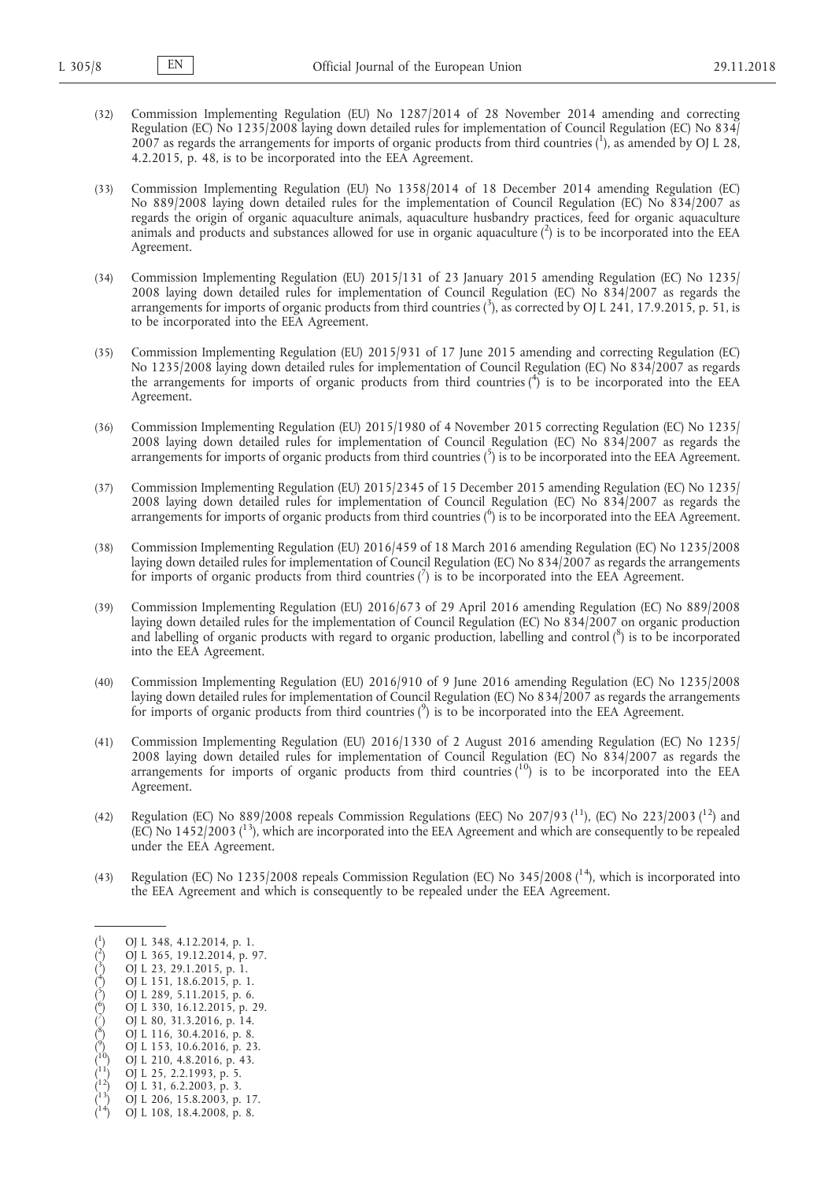(32) Commission Implementing Regulation (EU) No 1287/2014 of 28 November 2014 amending and correcting Regulation (EC) No 1235/2008 laying down detailed rules for implementation of Council Regulation (EC) No 834/2007 as regards the arrangements for imports of organic products from third countries [1], as amended by OJ L 28, 4.2.2015, p. 48, is to be incorporated into the EEA Agreement.

(33) Commission Implementing Regulation (EU) No 1358/2014 of 18 December 2014 amending Regulation (EC) No 889/2008 laying down detailed rules for the implementation of Council Regulation (EC) No 834/2007 as regards the origin of organic aquaculture animals, aquaculture husbandry practices, feed for organic aquaculture animals and products and substances allowed for use in organic aquaculture [2] is to be incorporated into the EEA Agreement.

(34) Commission Implementing Regulation (EU) 2015/131 of 23 January 2015 amending Regulation (EC) No 1235/2008 laying down detailed rules for implementation of Council Regulation (EC) No 834/2007 as regards the arrangements for imports of organic products from third countries [3], as corrected by OJ L 241, 17.9.2015, p. 51, is to be incorporated into the EEA Agreement.

(35) Commission Implementing Regulation (EU) 2015/931 of 17 June 2015 amending and correcting Regulation (EC) No 1235/2008 laying down detailed rules for implementation of Council Regulation (EC) No 834/2007 as regards the arrangements for imports of organic products from third countries [4] is to be incorporated into the EEA Agreement.

(36) Commission Implementing Regulation (EU) 2015/1980 of 4 November 2015 correcting Regulation (EC) No 1235/2008 laying down detailed rules for implementation of Council Regulation (EC) No 834/2007 as regards the arrangements for imports of organic products from third countries [5] is to be incorporated into the EEA Agreement.

(37) Commission Implementing Regulation (EU) 2015/2345 of 15 December 2015 amending Regulation (EC) No 1235/2008 laying down detailed rules for implementation of Council Regulation (EC) No 834/2007 as regards the arrangements for imports of organic products from third countries [6] is to be incorporated into the EEA Agreement.

(38) Commission Implementing Regulation (EU) 2016/459 of 18 March 2016 amending Regulation (EC) No 1235/2008 laying down detailed rules for implementation of Council Regulation (EC) No 834/2007 as regards the arrangements for imports of organic products from third countries [7] is to be incorporated into the EEA Agreement.

(39) Commission Implementing Regulation (EU) 2016/673 of 29 April 2016 amending Regulation (EC) No 889/2008 laying down detailed rules for the implementation of Council Regulation (EC) No 834/2007 on organic production and labelling of organic products with regard to organic production, labelling and control [8] is to be incorporated into the EEA Agreement.

(40) Commission Implementing Regulation (EU) 2016/910 of 9 June 2016 amending Regulation (EC) No 1235/2008 laying down detailed rules for implementation of Council Regulation (EC) No 834/2007 as regards the arrangements for imports of organic products from third countries [9] is to be incorporated into the EEA Agreement.

(41) Commission Implementing Regulation (EU) 2016/1330 of 2 August 2016 amending Regulation (EC) No 1235/2008 laying down detailed rules for implementation of Council Regulation (EC) No 834/2007 as regards the arrangements for imports of organic products from third countries [10] is to be incorporated into the EEA Agreement.

(42) Regulation (EC) No 889/2008 repeals Commission Regulations (EEC) No 207/93 [11], (EC) No 223/2003 [12] and (EC) No 1452/2003 [13], which are incorporated into the EEA Agreement and which are consequently to be repealed under the EEA Agreement.

(43) Regulation (EC) No 1235/2008 repeals Commission Regulation (EC) No 345/2008 [14], which is incorporated into the EEA Agreement and which is consequently to be repealed under the EEA Agreement.

---

[1] OJ L 348, 4.12.2014, p. 1.
[2] OJ L 365, 19.12.2014, p. 97.
[3] OJ L 23, 29.1.2015, p. 1.
[4] OJ L 151, 18.6.2015, p. 1.
[5] OJ L 289, 5.11.2015, p. 6.
[6] OJ L 330, 16.12.2015, p. 29.
[7] OJ L 80, 31.3.2016, p. 14.
[8] OJ L 116, 30.4.2016, p. 8.
[9] OJ L 153, 10.6.2016, p. 23.
[10] OJ L 210, 4.8.2016, p. 43.
[11] OJ L 25, 2.2.1993, p. 5.
[12] OJ L 31, 6.2.2003, p. 3.
[13] OJ L 206, 15.8.2003, p. 17.
[14] OJ L 108, 18.4.2008, p. 8.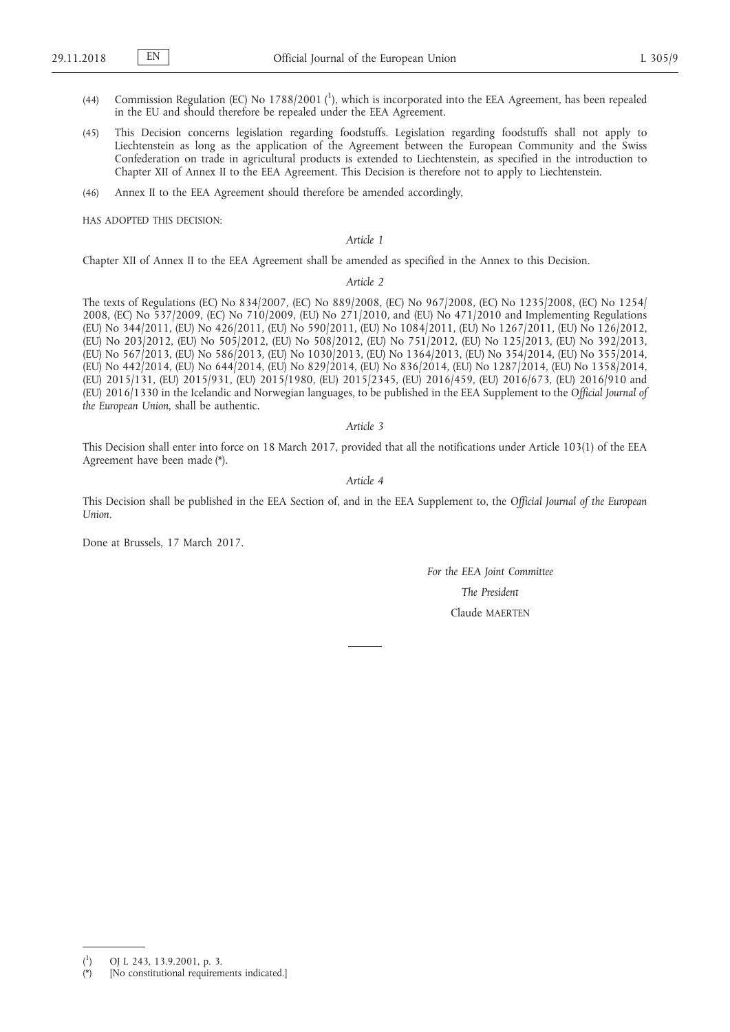(44) Commission Regulation (EC) No 1788/2001 ([1]), which is incorporated into the EEA Agreement, has been repealed in the EU and should therefore be repealed under the EEA Agreement.

(45) This Decision concerns legislation regarding foodstuffs. Legislation regarding foodstuffs shall not apply to Liechtenstein as long as the application of the Agreement between the European Community and the Swiss Confederation on trade in agricultural products is extended to Liechtenstein, as specified in the introduction to Chapter XII of Annex II to the EEA Agreement. This Decision is therefore not to apply to Liechtenstein.

(46) Annex II to the EEA Agreement should therefore be amended accordingly,

HAS ADOPTED THIS DECISION:

*Article 1*

Chapter XII of Annex II to the EEA Agreement shall be amended as specified in the Annex to this Decision.

*Article 2*

The texts of Regulations (EC) No 834/2007, (EC) No 889/2008, (EC) No 967/2008, (EC) No 1235/2008, (EC) No 1254/2008, (EC) No 537/2009, (EC) No 710/2009, (EU) No 271/2010, and (EU) No 471/2010 and Implementing Regulations (EU) No 344/2011, (EU) No 426/2011, (EU) No 590/2011, (EU) No 1084/2011, (EU) No 1267/2011, (EU) No 126/2012, (EU) No 203/2012, (EU) No 505/2012, (EU) No 508/2012, (EU) No 751/2012, (EU) No 125/2013, (EU) No 392/2013, (EU) No 567/2013, (EU) No 586/2013, (EU) No 1030/2013, (EU) No 1364/2013, (EU) No 354/2014, (EU) No 355/2014, (EU) No 442/2014, (EU) No 644/2014, (EU) No 829/2014, (EU) No 836/2014, (EU) No 1287/2014, (EU) No 1358/2014, (EU) 2015/131, (EU) 2015/931, (EU) 2015/1980, (EU) 2015/2345, (EU) 2016/459, (EU) 2016/673, (EU) 2016/910 and (EU) 2016/1330 in the Icelandic and Norwegian languages, to be published in the EEA Supplement to the *Official Journal of the European Union*, shall be authentic.

*Article 3*

This Decision shall enter into force on 18 March 2017, provided that all the notifications under Article 103(1) of the EEA Agreement have been made (*).

*Article 4*

This Decision shall be published in the EEA Section of, and in the EEA Supplement to, the *Official Journal of the European Union*.

Done at Brussels, 17 March 2017.

*For the EEA Joint Committee*

*The President*

Claude MAERTEN

---

([1]) OJ L 243, 13.9.2001, p. 3.

(*) [No constitutional requirements indicated.]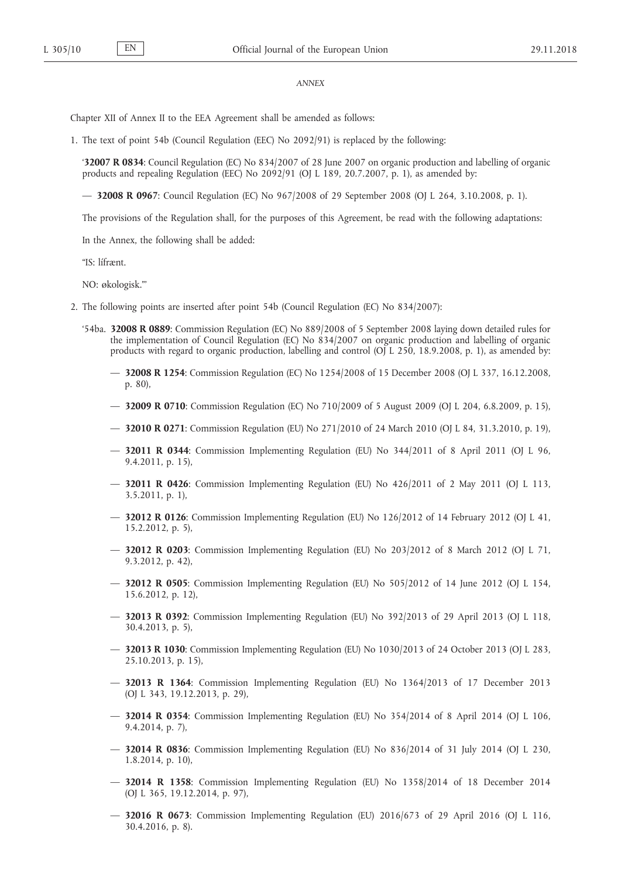*ANNEX*

Chapter XII of Annex II to the EEA Agreement shall be amended as follows:

1. The text of point 54b (Council Regulation (EEC) No 2092/91) is replaced by the following:

   '**32007 R 0834**: Council Regulation (EC) No 834/2007 of 28 June 2007 on organic production and labelling of organic products and repealing Regulation (EEC) No 2092/91 (OJ L 189, 20.7.2007, p. 1), as amended by:

   — **32008 R 0967**: Council Regulation (EC) No 967/2008 of 29 September 2008 (OJ L 264, 3.10.2008, p. 1).

   The provisions of the Regulation shall, for the purposes of this Agreement, be read with the following adaptations:

   In the Annex, the following shall be added:

   "IS: lífrænt.

   NO: økologisk."'

2. The following points are inserted after point 54b (Council Regulation (EC) No 834/2007):

   '54ba. **32008 R 0889**: Commission Regulation (EC) No 889/2008 of 5 September 2008 laying down detailed rules for the implementation of Council Regulation (EC) No 834/2007 on organic production and labelling of organic products with regard to organic production, labelling and control (OJ L 250, 18.9.2008, p. 1), as amended by:

   — **32008 R 1254**: Commission Regulation (EC) No 1254/2008 of 15 December 2008 (OJ L 337, 16.12.2008, p. 80),

   — **32009 R 0710**: Commission Regulation (EC) No 710/2009 of 5 August 2009 (OJ L 204, 6.8.2009, p. 15),

   — **32010 R 0271**: Commission Regulation (EU) No 271/2010 of 24 March 2010 (OJ L 84, 31.3.2010, p. 19),

   — **32011 R 0344**: Commission Implementing Regulation (EU) No 344/2011 of 8 April 2011 (OJ L 96, 9.4.2011, p. 15),

   — **32011 R 0426**: Commission Implementing Regulation (EU) No 426/2011 of 2 May 2011 (OJ L 113, 3.5.2011, p. 1),

   — **32012 R 0126**: Commission Implementing Regulation (EU) No 126/2012 of 14 February 2012 (OJ L 41, 15.2.2012, p. 5),

   — **32012 R 0203**: Commission Implementing Regulation (EU) No 203/2012 of 8 March 2012 (OJ L 71, 9.3.2012, p. 42),

   — **32012 R 0505**: Commission Implementing Regulation (EU) No 505/2012 of 14 June 2012 (OJ L 154, 15.6.2012, p. 12),

   — **32013 R 0392**: Commission Implementing Regulation (EU) No 392/2013 of 29 April 2013 (OJ L 118, 30.4.2013, p. 5),

   — **32013 R 1030**: Commission Implementing Regulation (EU) No 1030/2013 of 24 October 2013 (OJ L 283, 25.10.2013, p. 15),

   — **32013 R 1364**: Commission Implementing Regulation (EU) No 1364/2013 of 17 December 2013 (OJ L 343, 19.12.2013, p. 29),

   — **32014 R 0354**: Commission Implementing Regulation (EU) No 354/2014 of 8 April 2014 (OJ L 106, 9.4.2014, p. 7),

   — **32014 R 0836**: Commission Implementing Regulation (EU) No 836/2014 of 31 July 2014 (OJ L 230, 1.8.2014, p. 10),

   — **32014 R 1358**: Commission Implementing Regulation (EU) No 1358/2014 of 18 December 2014 (OJ L 365, 19.12.2014, p. 97),

   — **32016 R 0673**: Commission Implementing Regulation (EU) 2016/673 of 29 April 2016 (OJ L 116, 30.4.2016, p. 8).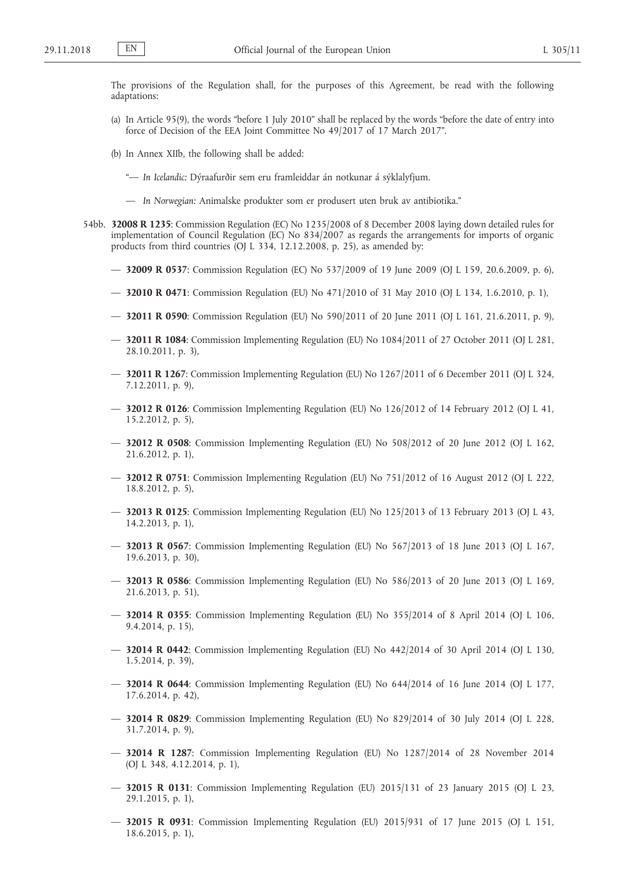The provisions of the Regulation shall, for the purposes of this Agreement, be read with the following adaptations:

(a) In Article 95(9), the words "before 1 July 2010" shall be replaced by the words "before the date of entry into force of Decision of the EEA Joint Committee No 49/2017 of 17 March 2017".

(b) In Annex XIIb, the following shall be added:

"— *In Icelandic:* Dýraafurðir sem eru framleiddar án notkunar á sýklalyfjum.

— *In Norwegian:* Animalske produkter som er produsert uten bruk av antibiotika."

54bb. **32008 R 1235**: Commission Regulation (EC) No 1235/2008 of 8 December 2008 laying down detailed rules for implementation of Council Regulation (EC) No 834/2007 as regards the arrangements for imports of organic products from third countries (OJ L 334, 12.12.2008, p. 25), as amended by:

— **32009 R 0537**: Commission Regulation (EC) No 537/2009 of 19 June 2009 (OJ L 159, 20.6.2009, p. 6),

— **32010 R 0471**: Commission Regulation (EU) No 471/2010 of 31 May 2010 (OJ L 134, 1.6.2010, p. 1),

— **32011 R 0590**: Commission Regulation (EU) No 590/2011 of 20 June 2011 (OJ L 161, 21.6.2011, p. 9),

— **32011 R 1084**: Commission Implementing Regulation (EU) No 1084/2011 of 27 October 2011 (OJ L 281, 28.10.2011, p. 3),

— **32011 R 1267**: Commission Implementing Regulation (EU) No 1267/2011 of 6 December 2011 (OJ L 324, 7.12.2011, p. 9),

— **32012 R 0126**: Commission Implementing Regulation (EU) No 126/2012 of 14 February 2012 (OJ L 41, 15.2.2012, p. 5),

— **32012 R 0508**: Commission Implementing Regulation (EU) No 508/2012 of 20 June 2012 (OJ L 162, 21.6.2012, p. 1),

— **32012 R 0751**: Commission Implementing Regulation (EU) No 751/2012 of 16 August 2012 (OJ L 222, 18.8.2012, p. 5),

— **32013 R 0125**: Commission Implementing Regulation (EU) No 125/2013 of 13 February 2013 (OJ L 43, 14.2.2013, p. 1),

— **32013 R 0567**: Commission Implementing Regulation (EU) No 567/2013 of 18 June 2013 (OJ L 167, 19.6.2013, p. 30),

— **32013 R 0586**: Commission Implementing Regulation (EU) No 586/2013 of 20 June 2013 (OJ L 169, 21.6.2013, p. 51),

— **32014 R 0355**: Commission Implementing Regulation (EU) No 355/2014 of 8 April 2014 (OJ L 106, 9.4.2014, p. 15),

— **32014 R 0442**: Commission Implementing Regulation (EU) No 442/2014 of 30 April 2014 (OJ L 130, 1.5.2014, p. 39),

— **32014 R 0644**: Commission Implementing Regulation (EU) No 644/2014 of 16 June 2014 (OJ L 177, 17.6.2014, p. 42),

— **32014 R 0829**: Commission Implementing Regulation (EU) No 829/2014 of 30 July 2014 (OJ L 228, 31.7.2014, p. 9),

— **32014 R 1287**: Commission Implementing Regulation (EU) No 1287/2014 of 28 November 2014 (OJ L 348, 4.12.2014, p. 1),

— **32015 R 0131**: Commission Implementing Regulation (EU) 2015/131 of 23 January 2015 (OJ L 23, 29.1.2015, p. 1),

— **32015 R 0931**: Commission Implementing Regulation (EU) 2015/931 of 17 June 2015 (OJ L 151, 18.6.2015, p. 1),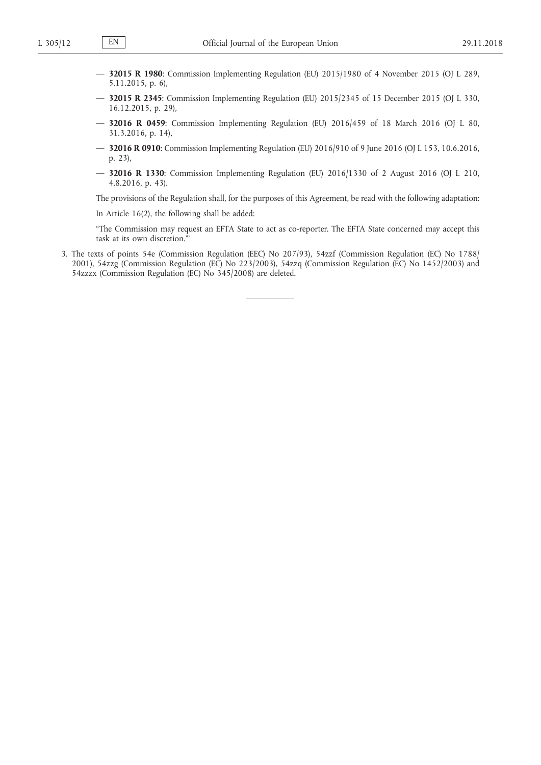- **32015 R 1980**: Commission Implementing Regulation (EU) 2015/1980 of 4 November 2015 (OJ L 289, 5.11.2015, p. 6),
- **32015 R 2345**: Commission Implementing Regulation (EU) 2015/2345 of 15 December 2015 (OJ L 330, 16.12.2015, p. 29),
- **32016 R 0459**: Commission Implementing Regulation (EU) 2016/459 of 18 March 2016 (OJ L 80, 31.3.2016, p. 14),
- **32016 R 0910**: Commission Implementing Regulation (EU) 2016/910 of 9 June 2016 (OJ L 153, 10.6.2016, p. 23),
- **32016 R 1330**: Commission Implementing Regulation (EU) 2016/1330 of 2 August 2016 (OJ L 210, 4.8.2016, p. 43).

The provisions of the Regulation shall, for the purposes of this Agreement, be read with the following adaptation:

In Article 16(2), the following shall be added:

"The Commission may request an EFTA State to act as co-reporter. The EFTA State concerned may accept this task at its own discretion.'"

3. The texts of points 54e (Commission Regulation (EEC) No 207/93), 54zzf (Commission Regulation (EC) No 1788/2001), 54zzg (Commission Regulation (EC) No 223/2003), 54zzq (Commission Regulation (EC) No 1452/2003) and 54zzzx (Commission Regulation (EC) No 345/2008) are deleted.